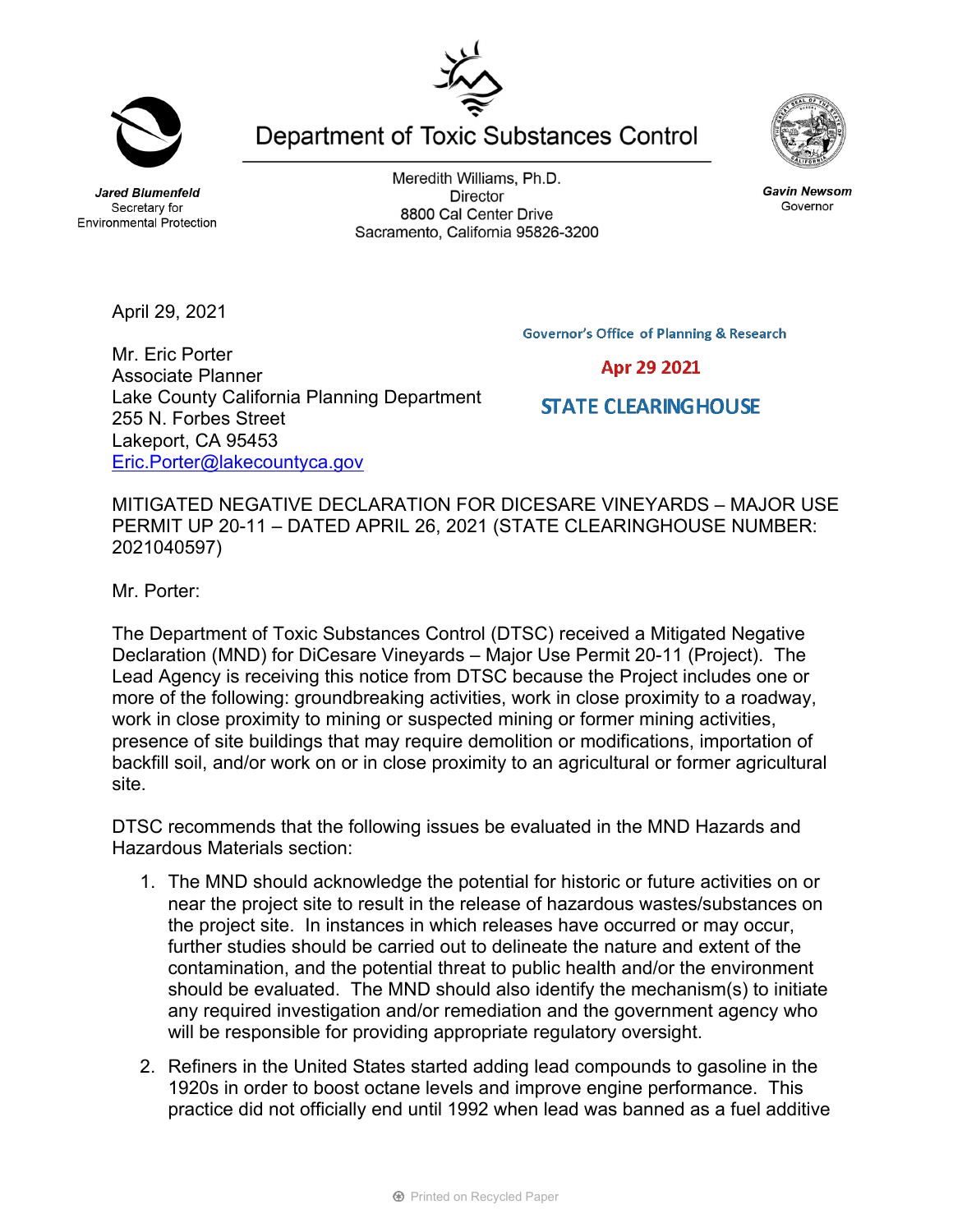Department of Toxic Substances Control

***Jared Blumenfeld***
Secretary for
Environmental Protection

Meredith Williams, Ph.D.
Director
8800 Cal Center Drive
Sacramento, California 95826-3200

***Gavin Newsom***
Governor

April 29, 2021

Governor's Office of Planning & Research

Apr 29 2021

STATE CLEARINGHOUSE

Mr. Eric Porter
Associate Planner
Lake County California Planning Department
255 N. Forbes Street
Lakeport, CA 95453
Eric.Porter@lakecountyca.gov

MITIGATED NEGATIVE DECLARATION FOR DICESARE VINEYARDS – MAJOR USE PERMIT UP 20-11 – DATED APRIL 26, 2021 (STATE CLEARINGHOUSE NUMBER: 2021040597)

Mr. Porter:

The Department of Toxic Substances Control (DTSC) received a Mitigated Negative Declaration (MND) for DiCesare Vineyards – Major Use Permit 20-11 (Project). The Lead Agency is receiving this notice from DTSC because the Project includes one or more of the following: groundbreaking activities, work in close proximity to a roadway, work in close proximity to mining or suspected mining or former mining activities, presence of site buildings that may require demolition or modifications, importation of backfill soil, and/or work on or in close proximity to an agricultural or former agricultural site.

DTSC recommends that the following issues be evaluated in the MND Hazards and Hazardous Materials section:

1. The MND should acknowledge the potential for historic or future activities on or near the project site to result in the release of hazardous wastes/substances on the project site. In instances in which releases have occurred or may occur, further studies should be carried out to delineate the nature and extent of the contamination, and the potential threat to public health and/or the environment should be evaluated. The MND should also identify the mechanism(s) to initiate any required investigation and/or remediation and the government agency who will be responsible for providing appropriate regulatory oversight.

2. Refiners in the United States started adding lead compounds to gasoline in the 1920s in order to boost octane levels and improve engine performance. This practice did not officially end until 1992 when lead was banned as a fuel additive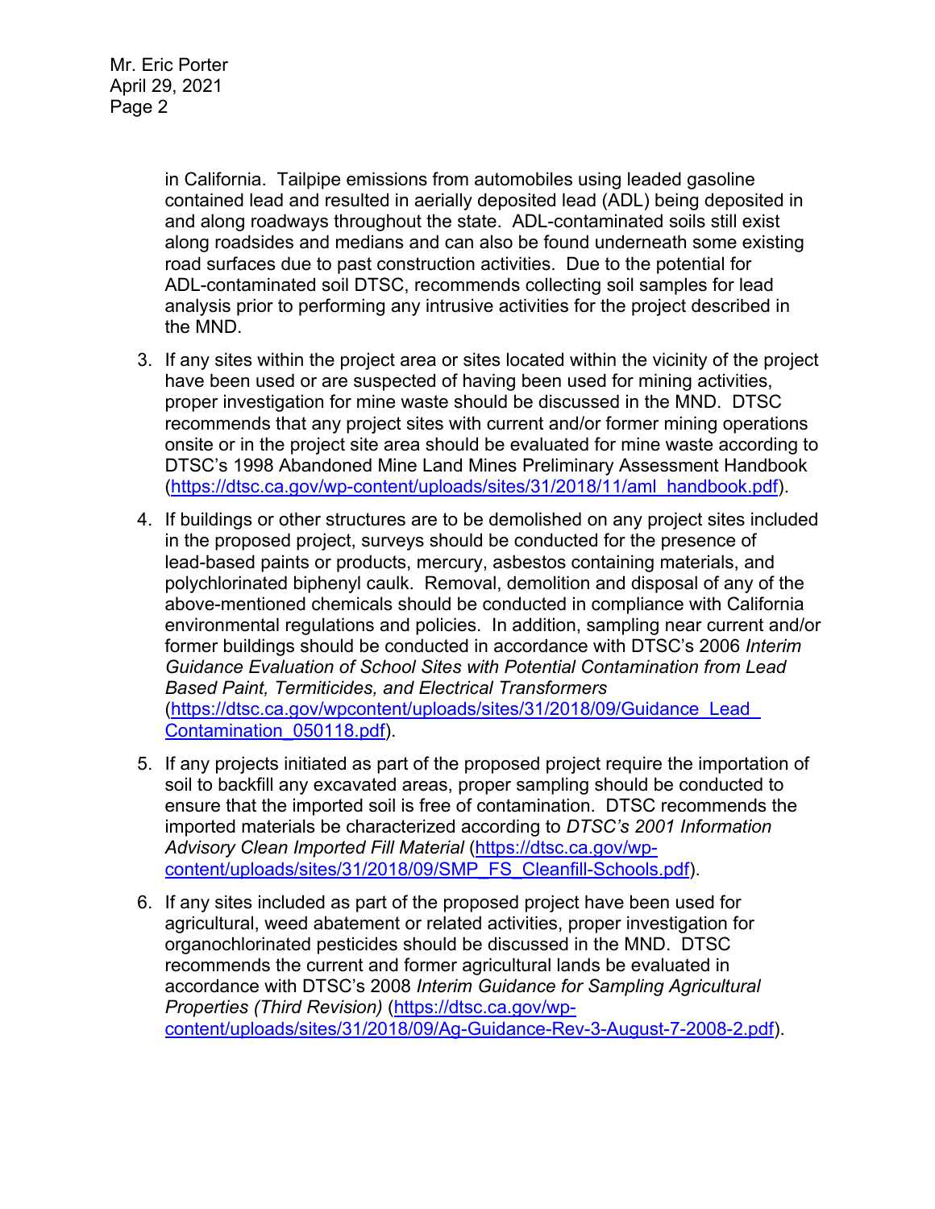in California. Tailpipe emissions from automobiles using leaded gasoline contained lead and resulted in aerially deposited lead (ADL) being deposited in and along roadways throughout the state. ADL-contaminated soils still exist along roadsides and medians and can also be found underneath some existing road surfaces due to past construction activities. Due to the potential for ADL-contaminated soil DTSC, recommends collecting soil samples for lead analysis prior to performing any intrusive activities for the project described in the MND.

3. If any sites within the project area or sites located within the vicinity of the project have been used or are suspected of having been used for mining activities, proper investigation for mine waste should be discussed in the MND. DTSC recommends that any project sites with current and/or former mining operations onsite or in the project site area should be evaluated for mine waste according to DTSC's 1998 Abandoned Mine Land Mines Preliminary Assessment Handbook (https://dtsc.ca.gov/wp-content/uploads/sites/31/2018/11/aml_handbook.pdf).

4. If buildings or other structures are to be demolished on any project sites included in the proposed project, surveys should be conducted for the presence of lead-based paints or products, mercury, asbestos containing materials, and polychlorinated biphenyl caulk. Removal, demolition and disposal of any of the above-mentioned chemicals should be conducted in compliance with California environmental regulations and policies. In addition, sampling near current and/or former buildings should be conducted in accordance with DTSC's 2006 *Interim Guidance Evaluation of School Sites with Potential Contamination from Lead Based Paint, Termiticides, and Electrical Transformers* (https://dtsc.ca.gov/wpcontent/uploads/sites/31/2018/09/Guidance_Lead_Contamination_050118.pdf).

5. If any projects initiated as part of the proposed project require the importation of soil to backfill any excavated areas, proper sampling should be conducted to ensure that the imported soil is free of contamination. DTSC recommends the imported materials be characterized according to *DTSC's 2001 Information Advisory Clean Imported Fill Material* (https://dtsc.ca.gov/wp-content/uploads/sites/31/2018/09/SMP_FS_Cleanfill-Schools.pdf).

6. If any sites included as part of the proposed project have been used for agricultural, weed abatement or related activities, proper investigation for organochlorinated pesticides should be discussed in the MND. DTSC recommends the current and former agricultural lands be evaluated in accordance with DTSC's 2008 *Interim Guidance for Sampling Agricultural Properties (Third Revision)* (https://dtsc.ca.gov/wp-content/uploads/sites/31/2018/09/Ag-Guidance-Rev-3-August-7-2008-2.pdf).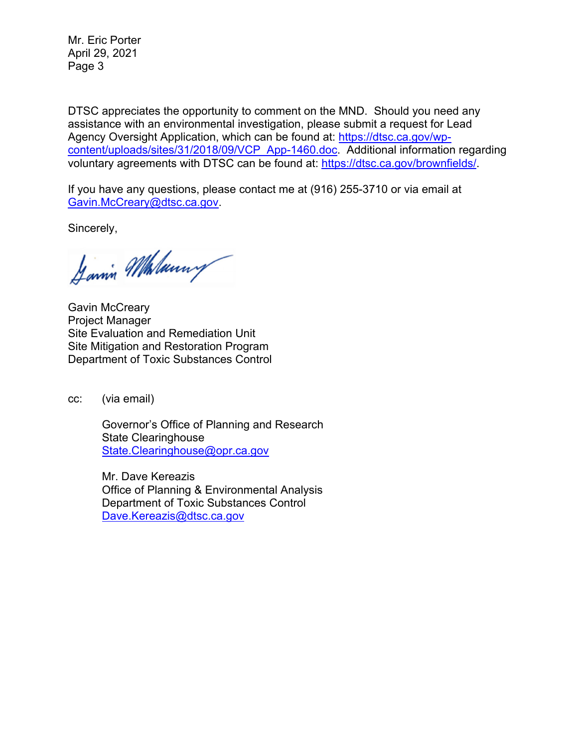Mr. Eric Porter
April 29, 2021

DTSC appreciates the opportunity to comment on the MND. Should you need any assistance with an environmental investigation, please submit a request for Lead Agency Oversight Application, which can be found at: https://dtsc.ca.gov/wp-content/uploads/sites/31/2018/09/VCP_App-1460.doc. Additional information regarding voluntary agreements with DTSC can be found at: https://dtsc.ca.gov/brownfields/.

If you have any questions, please contact me at (916) 255-3710 or via email at Gavin.McCreary@dtsc.ca.gov.

Sincerely,

Gavin McCreary
Project Manager
Site Evaluation and Remediation Unit
Site Mitigation and Restoration Program
Department of Toxic Substances Control

cc: (via email)

Governor's Office of Planning and Research
State Clearinghouse
State.Clearinghouse@opr.ca.gov

Mr. Dave Kereazis
Office of Planning & Environmental Analysis
Department of Toxic Substances Control
Dave.Kereazis@dtsc.ca.gov